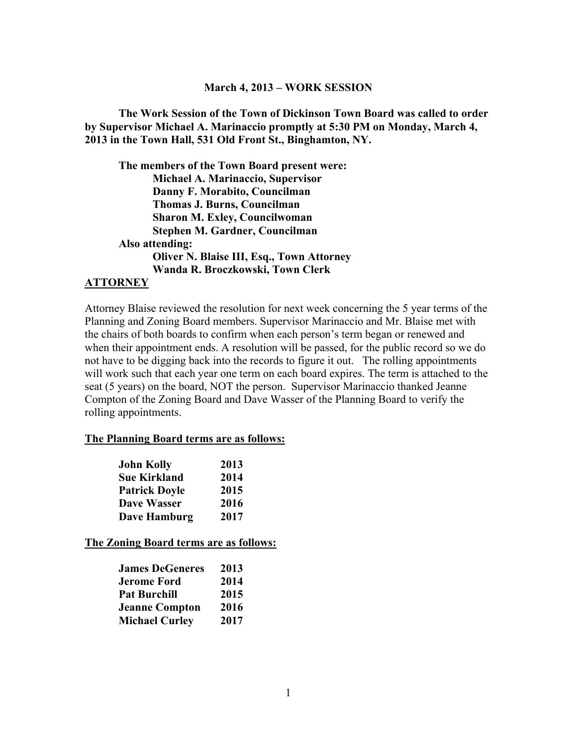**March 4, 2013 – WORK SESSION**

**The Work Session of the Town of Dickinson Town Board was called to order by Supervisor Michael A. Marinaccio promptly at 5:30 PM on Monday, March 4, 2013 in the Town Hall, 531 Old Front St., Binghamton, NY.**

**The members of the Town Board present were:**
**Michael A. Marinaccio, Supervisor**
**Danny F. Morabito, Councilman**
**Thomas J. Burns, Councilman**
**Sharon M. Exley, Councilwoman**
**Stephen M. Gardner, Councilman**

**Also attending:**
**Oliver N. Blaise III, Esq., Town Attorney**
**Wanda R. Broczkowski, Town Clerk**

## ATTORNEY

Attorney Blaise reviewed the resolution for next week concerning the 5 year terms of the Planning and Zoning Board members. Supervisor Marinaccio and Mr. Blaise met with the chairs of both boards to confirm when each person's term began or renewed and when their appointment ends. A resolution will be passed, for the public record so we do not have to be digging back into the records to figure it out. The rolling appointments will work such that each year one term on each board expires. The term is attached to the seat (5 years) on the board, NOT the person. Supervisor Marinaccio thanked Jeanne Compton of the Zoning Board and Dave Wasser of the Planning Board to verify the rolling appointments.

**The Planning Board terms are as follows:**

| | |
|---|---|
| **John Kolly** | **2013** |
| **Sue Kirkland** | **2014** |
| **Patrick Doyle** | **2015** |
| **Dave Wasser** | **2016** |
| **Dave Hamburg** | **2017** |

**The Zoning Board terms are as follows:**

| | |
|---|---|
| **James DeGeneres** | **2013** |
| **Jerome Ford** | **2014** |
| **Pat Burchill** | **2015** |
| **Jeanne Compton** | **2016** |
| **Michael Curley** | **2017** |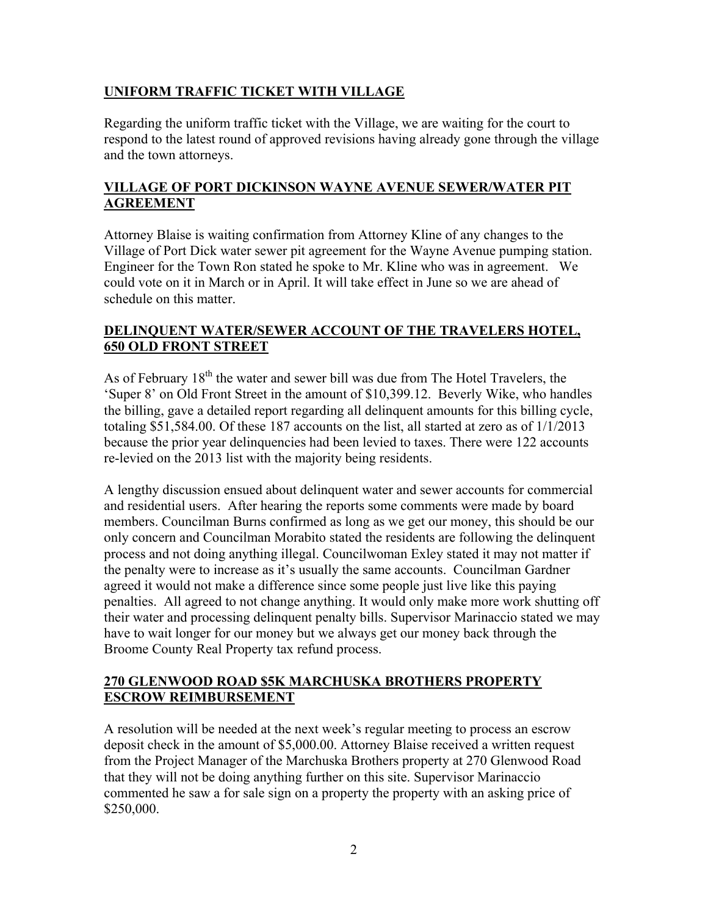## UNIFORM TRAFFIC TICKET WITH VILLAGE

Regarding the uniform traffic ticket with the Village, we are waiting for the court to respond to the latest round of approved revisions having already gone through the village and the town attorneys.

## VILLAGE OF PORT DICKINSON WAYNE AVENUE SEWER/WATER PIT AGREEMENT

Attorney Blaise is waiting confirmation from Attorney Kline of any changes to the Village of Port Dick water sewer pit agreement for the Wayne Avenue pumping station. Engineer for the Town Ron stated he spoke to Mr. Kline who was in agreement. We could vote on it in March or in April. It will take effect in June so we are ahead of schedule on this matter.

## DELINQUENT WATER/SEWER ACCOUNT OF THE TRAVELERS HOTEL, 650 OLD FRONT STREET

As of February 18th the water and sewer bill was due from The Hotel Travelers, the 'Super 8' on Old Front Street in the amount of $10,399.12. Beverly Wike, who handles the billing, gave a detailed report regarding all delinquent amounts for this billing cycle, totaling $51,584.00. Of these 187 accounts on the list, all started at zero as of 1/1/2013 because the prior year delinquencies had been levied to taxes. There were 122 accounts re-levied on the 2013 list with the majority being residents.

A lengthy discussion ensued about delinquent water and sewer accounts for commercial and residential users. After hearing the reports some comments were made by board members. Councilman Burns confirmed as long as we get our money, this should be our only concern and Councilman Morabito stated the residents are following the delinquent process and not doing anything illegal. Councilwoman Exley stated it may not matter if the penalty were to increase as it's usually the same accounts. Councilman Gardner agreed it would not make a difference since some people just live like this paying penalties. All agreed to not change anything. It would only make more work shutting off their water and processing delinquent penalty bills. Supervisor Marinaccio stated we may have to wait longer for our money but we always get our money back through the Broome County Real Property tax refund process.

## 270 GLENWOOD ROAD $5K MARCHUSKA BROTHERS PROPERTY ESCROW REIMBURSEMENT

A resolution will be needed at the next week's regular meeting to process an escrow deposit check in the amount of $5,000.00. Attorney Blaise received a written request from the Project Manager of the Marchuska Brothers property at 270 Glenwood Road that they will not be doing anything further on this site. Supervisor Marinaccio commented he saw a for sale sign on a property the property with an asking price of $250,000.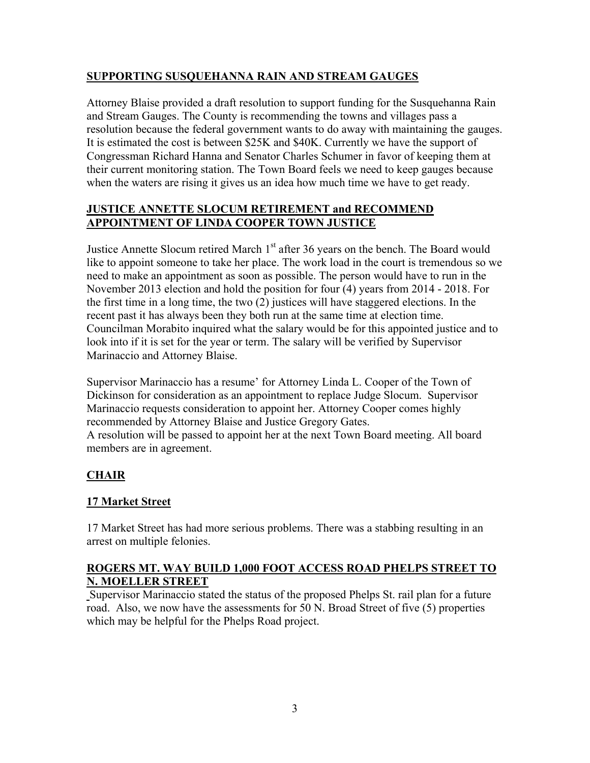**SUPPORTING SUSQUEHANNA RAIN AND STREAM GAUGES**

Attorney Blaise provided a draft resolution to support funding for the Susquehanna Rain and Stream Gauges. The County is recommending the towns and villages pass a resolution because the federal government wants to do away with maintaining the gauges. It is estimated the cost is between $25K and $40K. Currently we have the support of Congressman Richard Hanna and Senator Charles Schumer in favor of keeping them at their current monitoring station. The Town Board feels we need to keep gauges because when the waters are rising it gives us an idea how much time we have to get ready.

**JUSTICE ANNETTE SLOCUM RETIREMENT and RECOMMEND APPOINTMENT OF LINDA COOPER TOWN JUSTICE**

Justice Annette Slocum retired March 1st after 36 years on the bench. The Board would like to appoint someone to take her place. The work load in the court is tremendous so we need to make an appointment as soon as possible. The person would have to run in the November 2013 election and hold the position for four (4) years from 2014 - 2018. For the first time in a long time, the two (2) justices will have staggered elections. In the recent past it has always been they both run at the same time at election time. Councilman Morabito inquired what the salary would be for this appointed justice and to look into if it is set for the year or term. The salary will be verified by Supervisor Marinaccio and Attorney Blaise.

Supervisor Marinaccio has a resume' for Attorney Linda L. Cooper of the Town of Dickinson for consideration as an appointment to replace Judge Slocum. Supervisor Marinaccio requests consideration to appoint her. Attorney Cooper comes highly recommended by Attorney Blaise and Justice Gregory Gates.
A resolution will be passed to appoint her at the next Town Board meeting. All board members are in agreement.

**CHAIR**

**17 Market Street**

17 Market Street has had more serious problems. There was a stabbing resulting in an arrest on multiple felonies.

**ROGERS MT. WAY BUILD 1,000 FOOT ACCESS ROAD PHELPS STREET TO N. MOELLER STREET**

Supervisor Marinaccio stated the status of the proposed Phelps St. rail plan for a future road. Also, we now have the assessments for 50 N. Broad Street of five (5) properties which may be helpful for the Phelps Road project.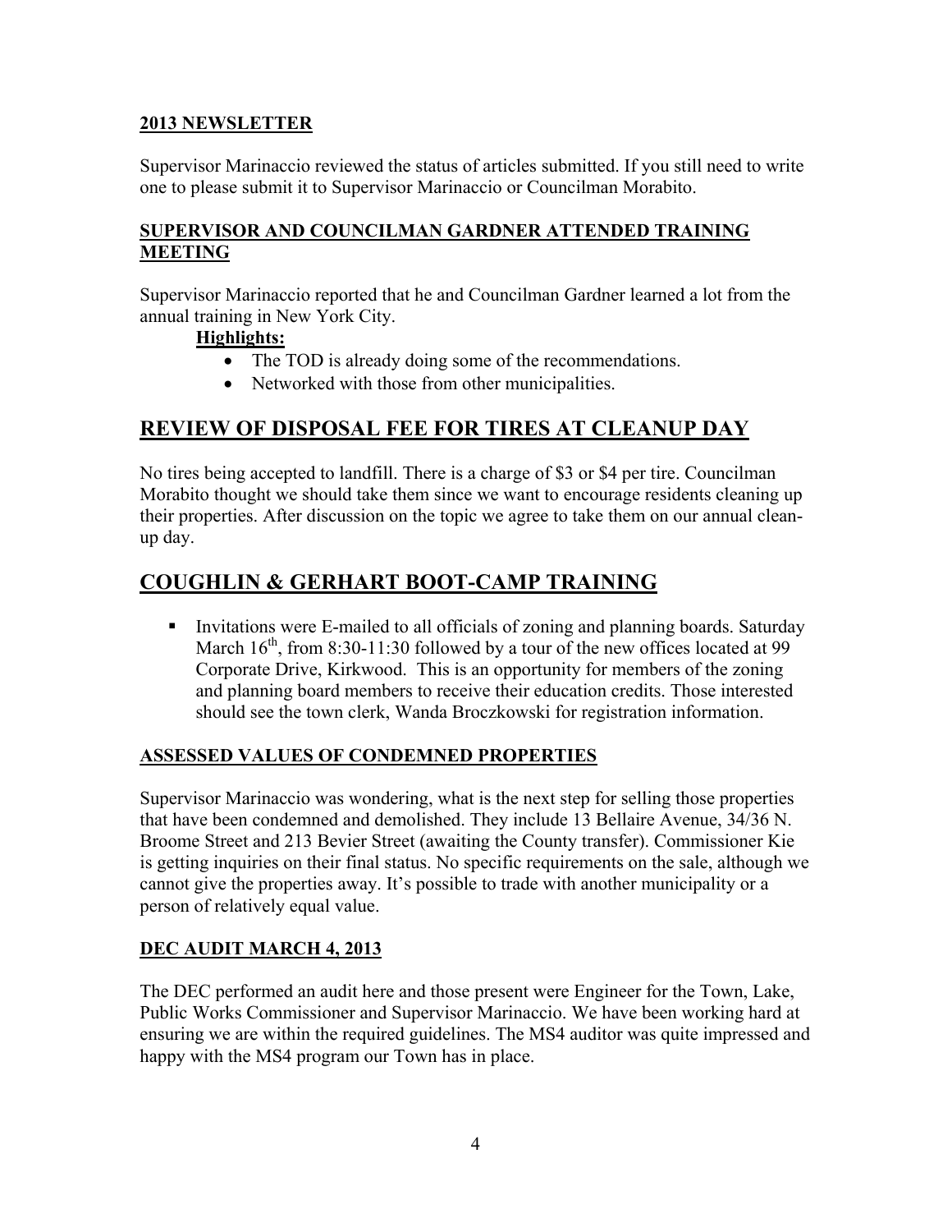## 2013 NEWSLETTER

Supervisor Marinaccio reviewed the status of articles submitted. If you still need to write one to please submit it to Supervisor Marinaccio or Councilman Morabito.

## SUPERVISOR AND COUNCILMAN GARDNER ATTENDED TRAINING MEETING

Supervisor Marinaccio reported that he and Councilman Gardner learned a lot from the annual training in New York City.

**Highlights:**

- The TOD is already doing some of the recommendations.
- Networked with those from other municipalities.

# REVIEW OF DISPOSAL FEE FOR TIRES AT CLEANUP DAY

No tires being accepted to landfill. There is a charge of $3 or $4 per tire. Councilman Morabito thought we should take them since we want to encourage residents cleaning up their properties. After discussion on the topic we agree to take them on our annual clean-up day.

# COUGHLIN & GERHART BOOT-CAMP TRAINING

- Invitations were E-mailed to all officials of zoning and planning boards. Saturday March 16th, from 8:30-11:30 followed by a tour of the new offices located at 99 Corporate Drive, Kirkwood. This is an opportunity for members of the zoning and planning board members to receive their education credits. Those interested should see the town clerk, Wanda Broczkowski for registration information.

## ASSESSED VALUES OF CONDEMNED PROPERTIES

Supervisor Marinaccio was wondering, what is the next step for selling those properties that have been condemned and demolished. They include 13 Bellaire Avenue, 34/36 N. Broome Street and 213 Bevier Street (awaiting the County transfer). Commissioner Kie is getting inquiries on their final status. No specific requirements on the sale, although we cannot give the properties away. It's possible to trade with another municipality or a person of relatively equal value.

## DEC AUDIT MARCH 4, 2013

The DEC performed an audit here and those present were Engineer for the Town, Lake, Public Works Commissioner and Supervisor Marinaccio. We have been working hard at ensuring we are within the required guidelines. The MS4 auditor was quite impressed and happy with the MS4 program our Town has in place.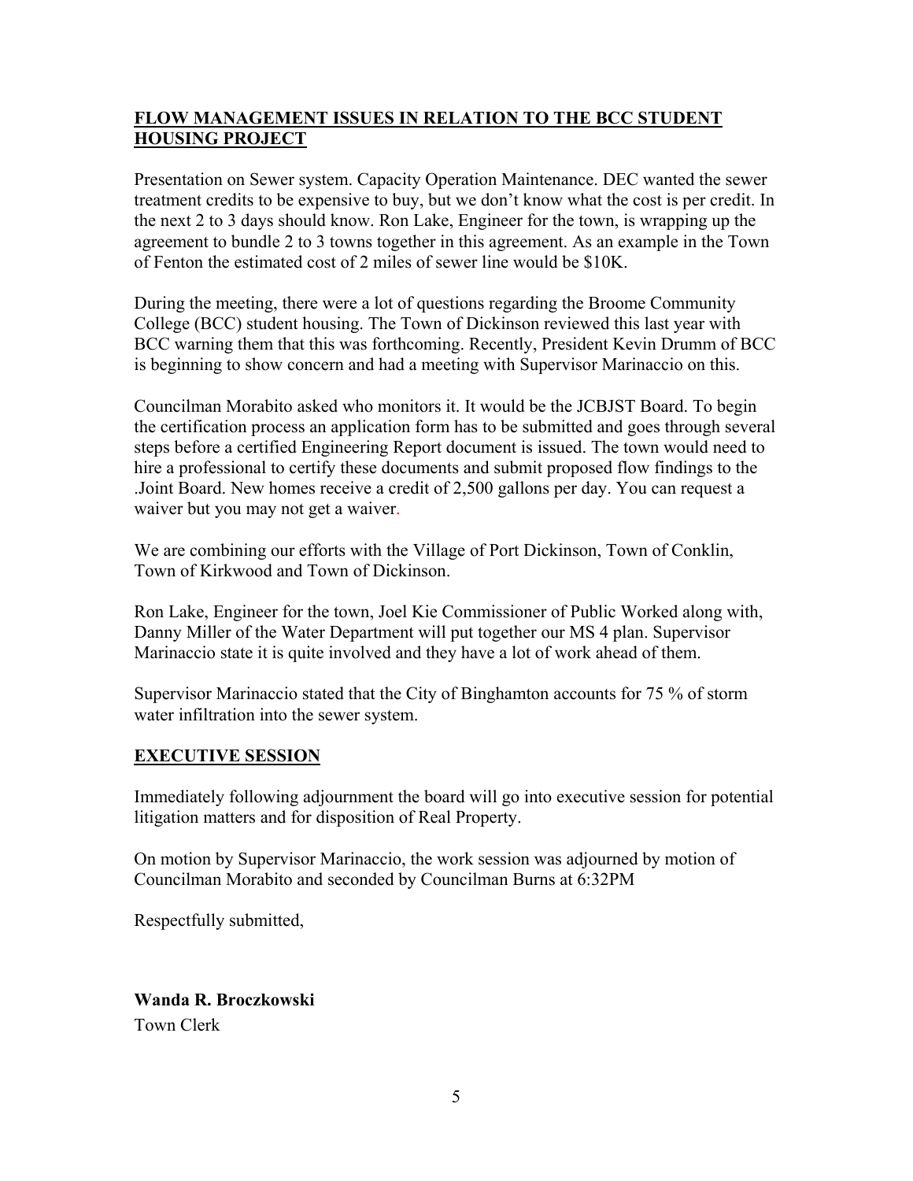## FLOW MANAGEMENT ISSUES IN RELATION TO THE BCC STUDENT HOUSING PROJECT

Presentation on Sewer system. Capacity Operation Maintenance. DEC wanted the sewer treatment credits to be expensive to buy, but we don't know what the cost is per credit. In the next 2 to 3 days should know. Ron Lake, Engineer for the town, is wrapping up the agreement to bundle 2 to 3 towns together in this agreement. As an example in the Town of Fenton the estimated cost of 2 miles of sewer line would be $10K.

During the meeting, there were a lot of questions regarding the Broome Community College (BCC) student housing. The Town of Dickinson reviewed this last year with BCC warning them that this was forthcoming. Recently, President Kevin Drumm of BCC is beginning to show concern and had a meeting with Supervisor Marinaccio on this.

Councilman Morabito asked who monitors it. It would be the JCBJST Board. To begin the certification process an application form has to be submitted and goes through several steps before a certified Engineering Report document is issued. The town would need to hire a professional to certify these documents and submit proposed flow findings to the .Joint Board. New homes receive a credit of 2,500 gallons per day. You can request a waiver but you may not get a waiver.

We are combining our efforts with the Village of Port Dickinson, Town of Conklin, Town of Kirkwood and Town of Dickinson.

Ron Lake, Engineer for the town, Joel Kie Commissioner of Public Worked along with, Danny Miller of the Water Department will put together our MS 4 plan. Supervisor Marinaccio state it is quite involved and they have a lot of work ahead of them.

Supervisor Marinaccio stated that the City of Binghamton accounts for 75 % of storm water infiltration into the sewer system.

## EXECUTIVE SESSION

Immediately following adjournment the board will go into executive session for potential litigation matters and for disposition of Real Property.

On motion by Supervisor Marinaccio, the work session was adjourned by motion of Councilman Morabito and seconded by Councilman Burns at 6:32PM

Respectfully submitted,

**Wanda R. Broczkowski**
Town Clerk